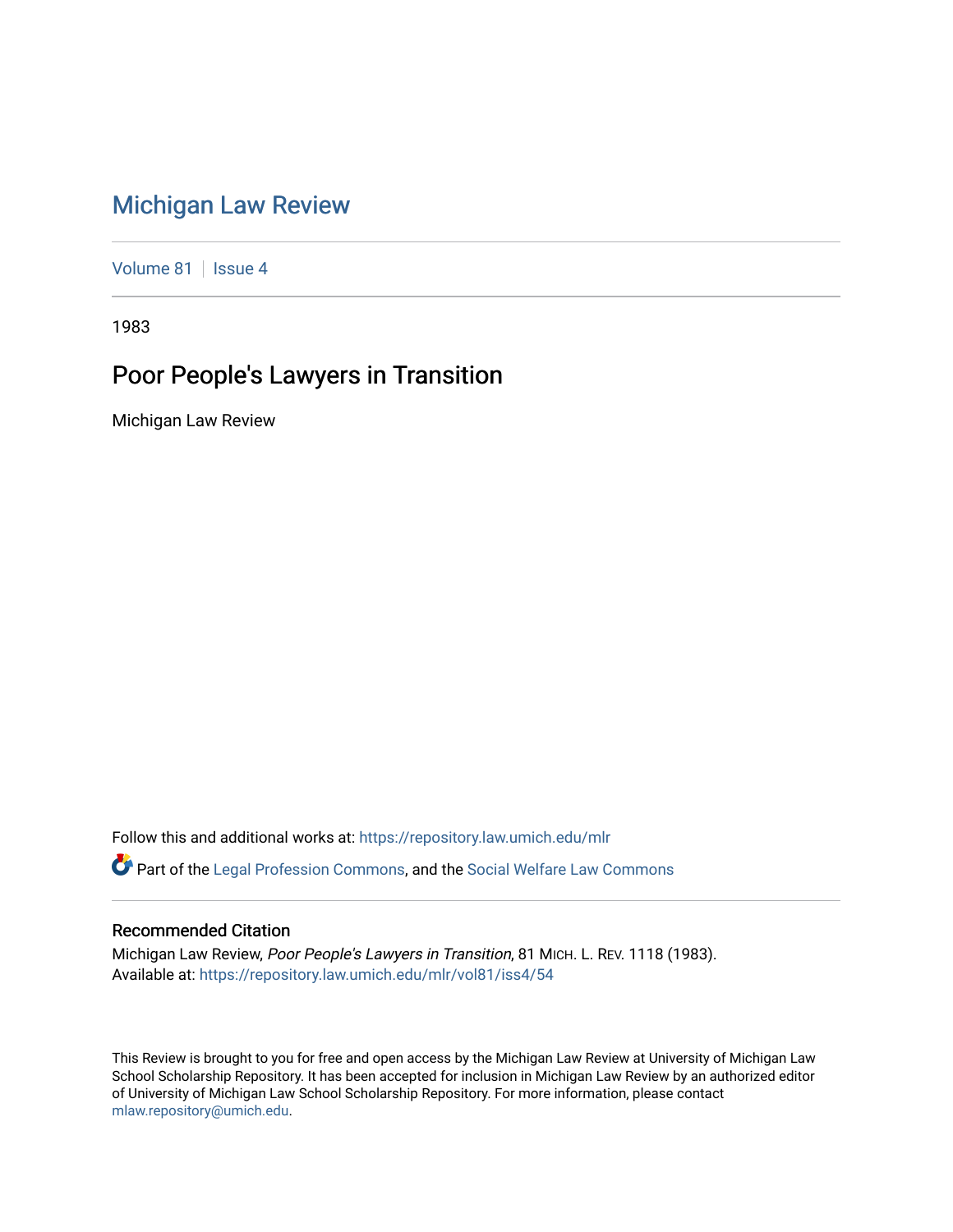# Michigan Law Review

Volume 81 | Issue 4

1983

## Poor People's Lawyers in Transition

Michigan Law Review

Follow this and additional works at: https://repository.law.umich.edu/mlr

Part of the Legal Profession Commons, and the Social Welfare Law Commons

### Recommended Citation

Michigan Law Review, *Poor People's Lawyers in Transition*, 81 MICH. L. REV. 1118 (1983).
Available at: https://repository.law.umich.edu/mlr/vol81/iss4/54

This Review is brought to you for free and open access by the Michigan Law Review at University of Michigan Law School Scholarship Repository. It has been accepted for inclusion in Michigan Law Review by an authorized editor of University of Michigan Law School Scholarship Repository. For more information, please contact mlaw.repository@umich.edu.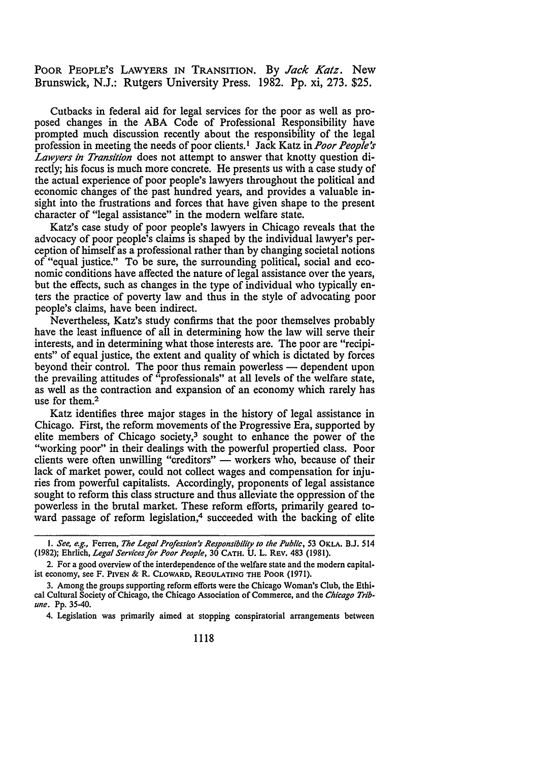POOR PEOPLE'S LAWYERS IN TRANSITION. By *Jack Katz*. New Brunswick, N.J.: Rutgers University Press. 1982. Pp. xi, 273. $25.

Cutbacks in federal aid for legal services for the poor as well as proposed changes in the ABA Code of Professional Responsibility have prompted much discussion recently about the responsibility of the legal profession in meeting the needs of poor clients.[1] Jack Katz in *Poor People's Lawyers in Transition* does not attempt to answer that knotty question directly; his focus is much more concrete. He presents us with a case study of the actual experience of poor people's lawyers throughout the political and economic changes of the past hundred years, and provides a valuable insight into the frustrations and forces that have given shape to the present character of "legal assistance" in the modern welfare state.

Katz's case study of poor people's lawyers in Chicago reveals that the advocacy of poor people's claims is shaped by the individual lawyer's perception of himself as a professional rather than by changing societal notions of "equal justice." To be sure, the surrounding political, social and economic conditions have affected the nature of legal assistance over the years, but the effects, such as changes in the type of individual who typically enters the practice of poverty law and thus in the style of advocating poor people's claims, have been indirect.

Nevertheless, Katz's study confirms that the poor themselves probably have the least influence of all in determining how the law will serve their interests, and in determining what those interests are. The poor are "recipients" of equal justice, the extent and quality of which is dictated by forces beyond their control. The poor thus remain powerless — dependent upon the prevailing attitudes of "professionals" at all levels of the welfare state, as well as the contraction and expansion of an economy which rarely has use for them.[2]

Katz identifies three major stages in the history of legal assistance in Chicago. First, the reform movements of the Progressive Era, supported by elite members of Chicago society,[3] sought to enhance the power of the "working poor" in their dealings with the powerful propertied class. Poor clients were often unwilling "creditors" — workers who, because of their lack of market power, could not collect wages and compensation for injuries from powerful capitalists. Accordingly, proponents of legal assistance sought to reform this class structure and thus alleviate the oppression of the powerless in the brutal market. These reform efforts, primarily geared toward passage of reform legislation,[4] succeeded with the backing of elite

1. *See, e.g.*, Ferren, *The Legal Profession's Responsibility to the Public*, 53 OKLA. B.J. 514 (1982); Ehrlich, *Legal Services for Poor People*, 30 CATH. U. L. REV. 483 (1981).

2. For a good overview of the interdependence of the welfare state and the modern capitalist economy, see F. PIVEN & R. CLOWARD, REGULATING THE POOR (1971).

3. Among the groups supporting reform efforts were the Chicago Woman's Club, the Ethical Cultural Society of Chicago, the Chicago Association of Commerce, and the *Chicago Tribune*. Pp. 35-40.

4. Legislation was primarily aimed at stopping conspiratorial arrangements between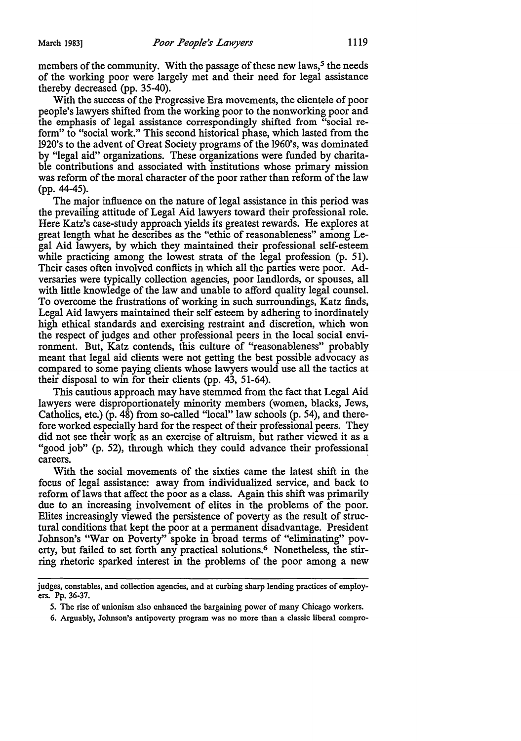members of the community. With the passage of these new laws,[5] the needs of the working poor were largely met and their need for legal assistance thereby decreased (pp. 35-40).

With the success of the Progressive Era movements, the clientele of poor people's lawyers shifted from the working poor to the nonworking poor and the emphasis of legal assistance correspondingly shifted from "social reform" to "social work." This second historical phase, which lasted from the 1920's to the advent of Great Society programs of the 1960's, was dominated by "legal aid" organizations. These organizations were funded by charitable contributions and associated with institutions whose primary mission was reform of the moral character of the poor rather than reform of the law (pp. 44-45).

The major influence on the nature of legal assistance in this period was the prevailing attitude of Legal Aid lawyers toward their professional role. Here Katz's case-study approach yields its greatest rewards. He explores at great length what he describes as the "ethic of reasonableness" among Legal Aid lawyers, by which they maintained their professional self-esteem while practicing among the lowest strata of the legal profession (p. 51). Their cases often involved conflicts in which all the parties were poor. Adversaries were typically collection agencies, poor landlords, or spouses, all with little knowledge of the law and unable to afford quality legal counsel. To overcome the frustrations of working in such surroundings, Katz finds, Legal Aid lawyers maintained their self esteem by adhering to inordinately high ethical standards and exercising restraint and discretion, which won the respect of judges and other professional peers in the local social environment. But, Katz contends, this culture of "reasonableness" probably meant that legal aid clients were not getting the best possible advocacy as compared to some paying clients whose lawyers would use all the tactics at their disposal to win for their clients (pp. 43, 51-64).

This cautious approach may have stemmed from the fact that Legal Aid lawyers were disproportionately minority members (women, blacks, Jews, Catholics, etc.) (p. 48) from so-called "local" law schools (p. 54), and therefore worked especially hard for the respect of their professional peers. They did not see their work as an exercise of altruism, but rather viewed it as a "good job" (p. 52), through which they could advance their professional careers.

With the social movements of the sixties came the latest shift in the focus of legal assistance: away from individualized service, and back to reform of laws that affect the poor as a class. Again this shift was primarily due to an increasing involvement of elites in the problems of the poor. Elites increasingly viewed the persistence of poverty as the result of structural conditions that kept the poor at a permanent disadvantage. President Johnson's "War on Poverty" spoke in broad terms of "eliminating" poverty, but failed to set forth any practical solutions.[6] Nonetheless, the stirring rhetoric sparked interest in the problems of the poor among a new

---

judges, constables, and collection agencies, and at curbing sharp lending practices of employers. Pp. 36-37.

5. The rise of unionism also enhanced the bargaining power of many Chicago workers.

6. Arguably, Johnson's antipoverty program was no more than a classic liberal compro-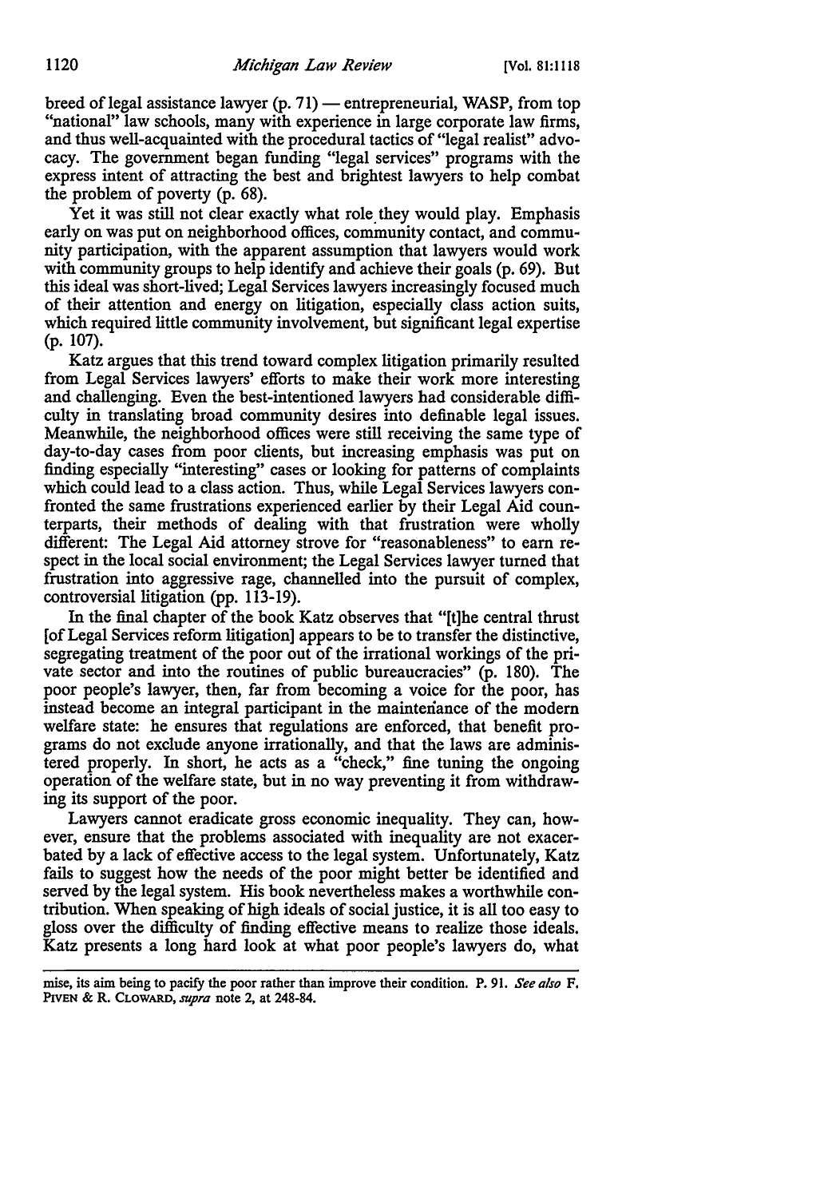breed of legal assistance lawyer (p. 71) — entrepreneurial, WASP, from top "national" law schools, many with experience in large corporate law firms, and thus well-acquainted with the procedural tactics of "legal realist" advocacy. The government began funding "legal services" programs with the express intent of attracting the best and brightest lawyers to help combat the problem of poverty (p. 68).

Yet it was still not clear exactly what role they would play. Emphasis early on was put on neighborhood offices, community contact, and community participation, with the apparent assumption that lawyers would work with community groups to help identify and achieve their goals (p. 69). But this ideal was short-lived; Legal Services lawyers increasingly focused much of their attention and energy on litigation, especially class action suits, which required little community involvement, but significant legal expertise (p. 107).

Katz argues that this trend toward complex litigation primarily resulted from Legal Services lawyers' efforts to make their work more interesting and challenging. Even the best-intentioned lawyers had considerable difficulty in translating broad community desires into definable legal issues. Meanwhile, the neighborhood offices were still receiving the same type of day-to-day cases from poor clients, but increasing emphasis was put on finding especially "interesting" cases or looking for patterns of complaints which could lead to a class action. Thus, while Legal Services lawyers confronted the same frustrations experienced earlier by their Legal Aid counterparts, their methods of dealing with that frustration were wholly different: The Legal Aid attorney strove for "reasonableness" to earn respect in the local social environment; the Legal Services lawyer turned that frustration into aggressive rage, channelled into the pursuit of complex, controversial litigation (pp. 113-19).

In the final chapter of the book Katz observes that "[t]he central thrust [of Legal Services reform litigation] appears to be to transfer the distinctive, segregating treatment of the poor out of the irrational workings of the private sector and into the routines of public bureaucracies" (p. 180). The poor people's lawyer, then, far from becoming a voice for the poor, has instead become an integral participant in the maintenance of the modern welfare state: he ensures that regulations are enforced, that benefit programs do not exclude anyone irrationally, and that the laws are administered properly. In short, he acts as a "check," fine tuning the ongoing operation of the welfare state, but in no way preventing it from withdrawing its support of the poor.

Lawyers cannot eradicate gross economic inequality. They can, however, ensure that the problems associated with inequality are not exacerbated by a lack of effective access to the legal system. Unfortunately, Katz fails to suggest how the needs of the poor might better be identified and served by the legal system. His book nevertheless makes a worthwhile contribution. When speaking of high ideals of social justice, it is all too easy to gloss over the difficulty of finding effective means to realize those ideals. Katz presents a long hard look at what poor people's lawyers do, what

---

mise, its aim being to pacify the poor rather than improve their condition. P. 91. *See also* F. PIVEN & R. CLOWARD, *supra* note 2, at 248-84.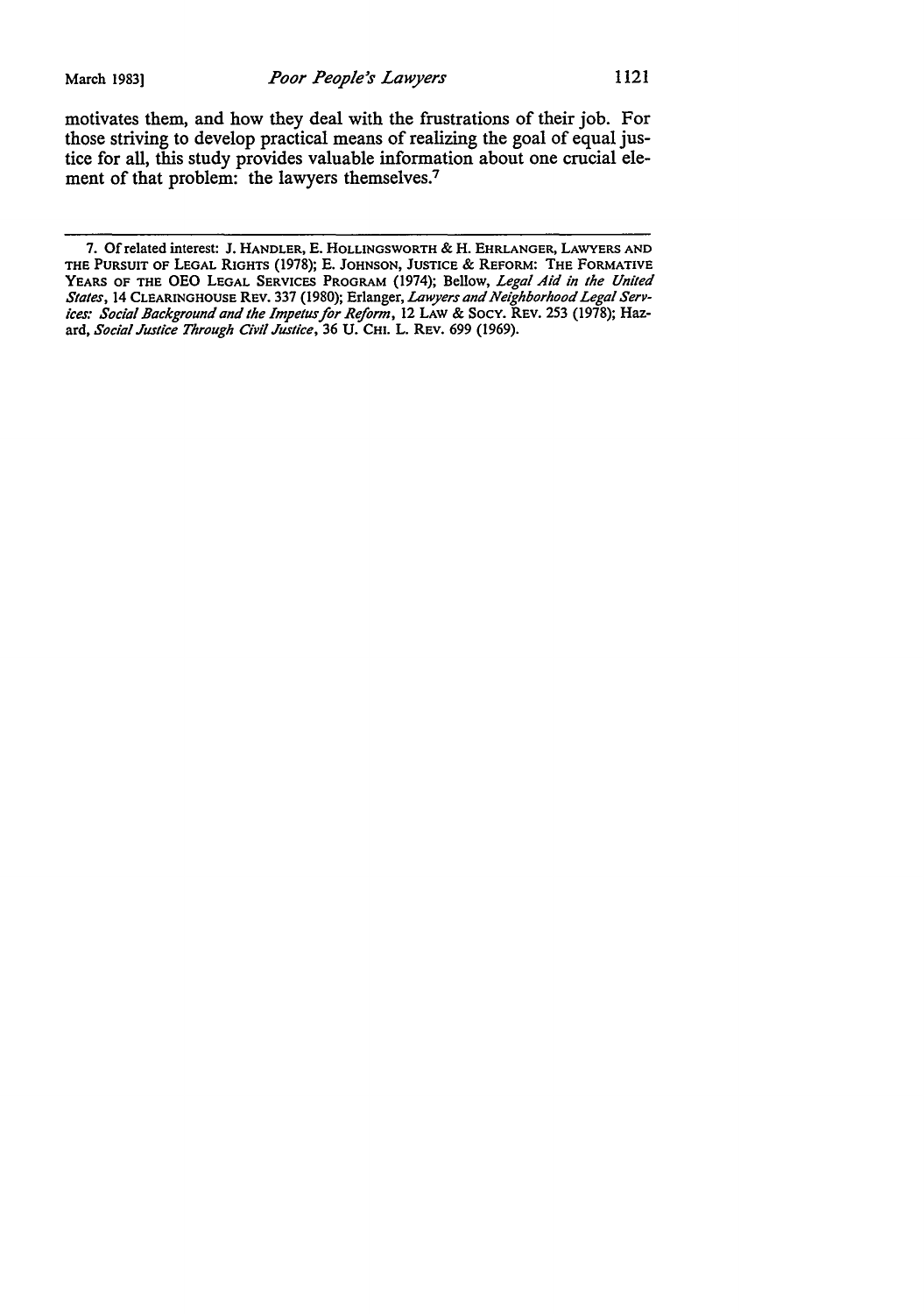motivates them, and how they deal with the frustrations of their job. For those striving to develop practical means of realizing the goal of equal justice for all, this study provides valuable information about one crucial element of that problem: the lawyers themselves.[7]

---

7. Of related interest: J. HANDLER, E. HOLLINGSWORTH & H. EHRLANGER, LAWYERS AND THE PURSUIT OF LEGAL RIGHTS (1978); E. JOHNSON, JUSTICE & REFORM: THE FORMATIVE YEARS OF THE OEO LEGAL SERVICES PROGRAM (1974); Bellow, *Legal Aid in the United States*, 14 CLEARINGHOUSE REV. 337 (1980); Erlanger, *Lawyers and Neighborhood Legal Services: Social Background and the Impetus for Reform*, 12 LAW & SOCY. REV. 253 (1978); Hazard, *Social Justice Through Civil Justice*, 36 U. CHI. L. REV. 699 (1969).